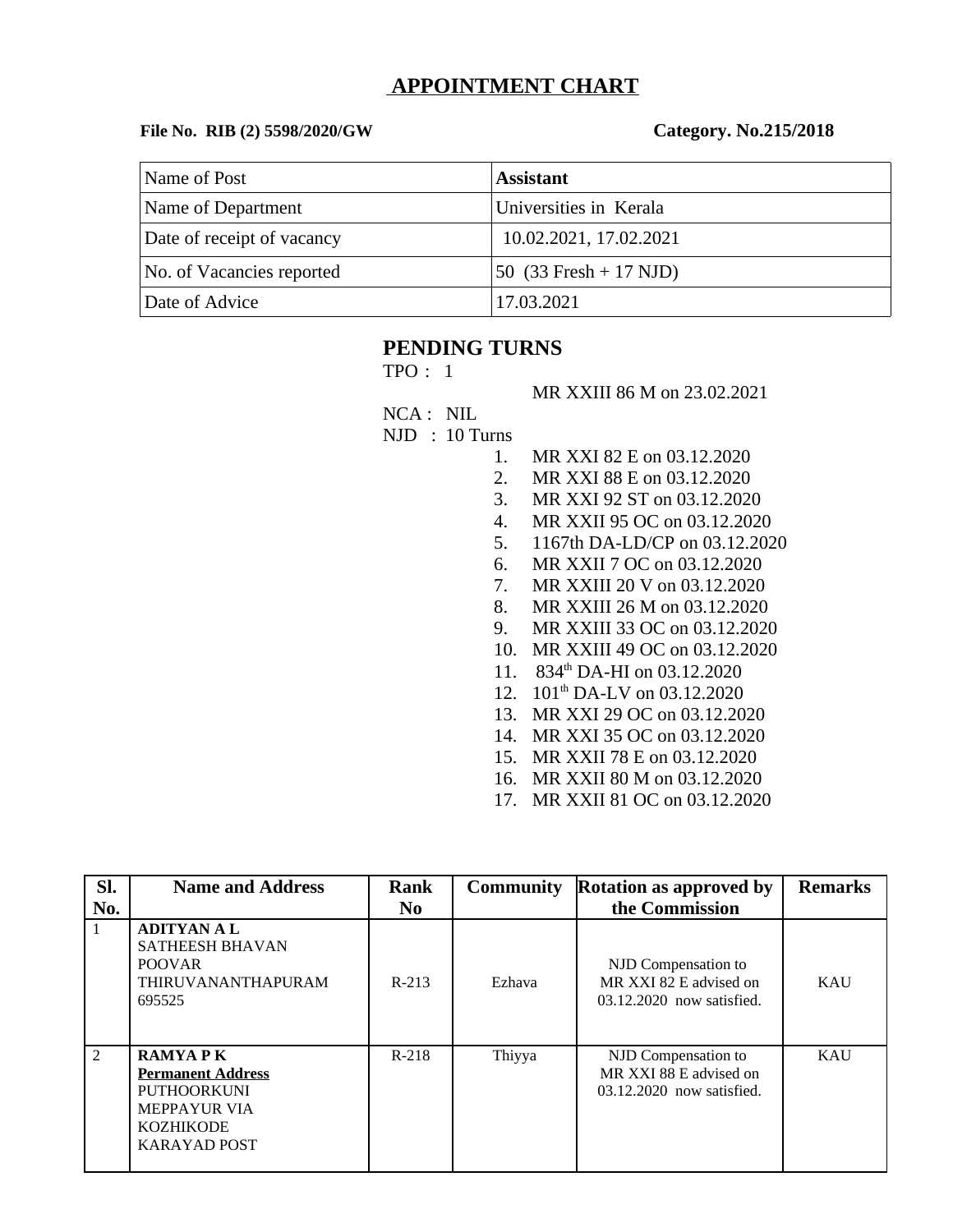# APPOINTMENT CHART

**File No. RIB (2) 5598/2020/GW** **Category. No.215/2018**

| Name of Post | **Assistant** |
|---|---|
| Name of Department | Universities in Kerala |
| Date of receipt of vacancy | 10.02.2021, 17.02.2021 |
| No. of Vacancies reported | 50 (33 Fresh + 17 NJD) |
| Date of Advice | 17.03.2021 |

## PENDING TURNS

TPO : 1

MR XXIII 86 M on 23.02.2021

NCA : NIL

NJD : 10 Turns

1. MR XXI 82 E on 03.12.2020
2. MR XXI 88 E on 03.12.2020
3. MR XXI 92 ST on 03.12.2020
4. MR XXII 95 OC on 03.12.2020
5. 1167th DA-LD/CP on 03.12.2020
6. MR XXII 7 OC on 03.12.2020
7. MR XXIII 20 V on 03.12.2020
8. MR XXIII 26 M on 03.12.2020
9. MR XXIII 33 OC on 03.12.2020
10. MR XXIII 49 OC on 03.12.2020
11. 834th DA-HI on 03.12.2020
12. 101th DA-LV on 03.12.2020
13. MR XXI 29 OC on 03.12.2020
14. MR XXI 35 OC on 03.12.2020
15. MR XXII 78 E on 03.12.2020
16. MR XXII 80 M on 03.12.2020
17. MR XXII 81 OC on 03.12.2020

| Sl. No. | Name and Address | Rank No | Community | Rotation as approved by the Commission | Remarks |
|---|---|---|---|---|---|
| 1 | **ADITYAN A L**<br>SATHEESH BHAVAN<br>POOVAR<br>THIRUVANANTHAPURAM<br>695525 | R-213 | Ezhava | NJD Compensation to MR XXI 82 E advised on 03.12.2020 now satisfied. | KAU |
| 2 | **RAMYA P K**<br>**Permanent Address**<br>PUTHOORKUNI<br>MEPPAYUR VIA<br>KOZHIKODE<br>KARAYAD POST | R-218 | Thiyya | NJD Compensation to MR XXI 88 E advised on 03.12.2020 now satisfied. | KAU |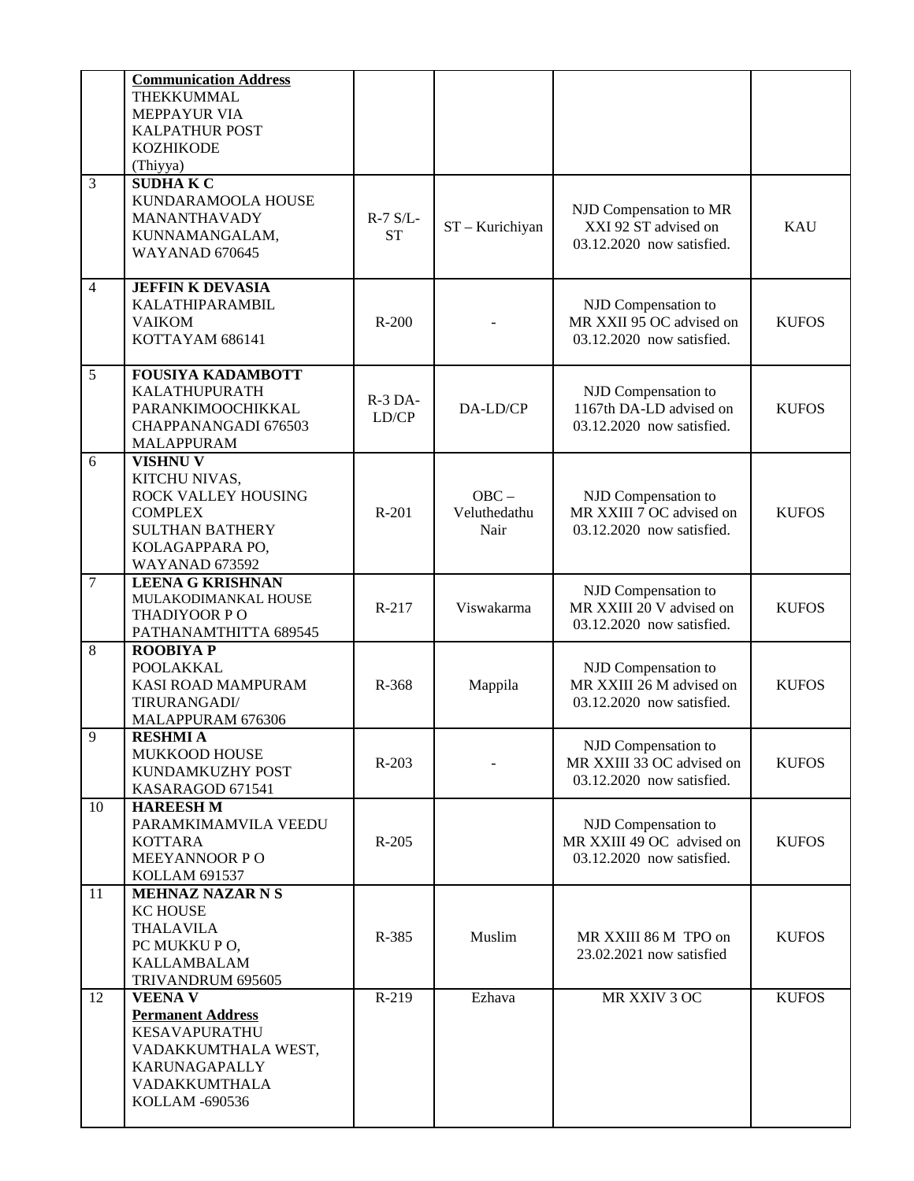|  |  |  |  |  |  |
|---|---|---|---|---|---|
|  | **Communication Address**<br>THEKKUMMAL<br>MEPPAYUR VIA<br>KALPATHUR POST<br>KOZHIKODE<br>(Thiyya) |  |  |  |  |
| 3 | **SUDHA K C**<br>KUNDARAMOOLA HOUSE<br>MANANTHAVADY<br>KUNNAMANGALAM,<br>WAYANAD 670645 | R-7 S/L-ST | ST – Kurichiyan | NJD Compensation to MR XXI 92 ST advised on 03.12.2020 now satisfied. | KAU |
| 4 | **JEFFIN K DEVASIA**<br>KALATHIPARAMBIL<br>VAIKOM<br>KOTTAYAM 686141 | R-200 | - | NJD Compensation to MR XXII 95 OC advised on 03.12.2020 now satisfied. | KUFOS |
| 5 | **FOUSIYA KADAMBOTT**<br>KALATHUPURATH<br>PARANKIMOOCHIKKAL<br>CHAPPANANGADI 676503<br>MALAPPURAM | R-3 DA-LD/CP | DA-LD/CP | NJD Compensation to 1167th DA-LD advised on 03.12.2020 now satisfied. | KUFOS |
| 6 | **VISHNU V**<br>KITCHU NIVAS,<br>ROCK VALLEY HOUSING COMPLEX<br>SULTHAN BATHERY<br>KOLAGAPPARA PO,<br>WAYANAD 673592 | R-201 | OBC – Veluthedathu Nair | NJD Compensation to MR XXIII 7 OC advised on 03.12.2020 now satisfied. | KUFOS |
| 7 | **LEENA G KRISHNAN**<br>MULAKODIMANKAL HOUSE<br>THADIYOOR P O<br>PATHANAMTHITTA 689545 | R-217 | Viswakarma | NJD Compensation to MR XXIII 20 V advised on 03.12.2020 now satisfied. | KUFOS |
| 8 | **ROOBIYA P**<br>POOLAKKAL<br>KASI ROAD MAMPURAM<br>TIRURANGADI/<br>MALAPPURAM 676306 | R-368 | Mappila | NJD Compensation to MR XXIII 26 M advised on 03.12.2020 now satisfied. | KUFOS |
| 9 | **RESHMI A**<br>MUKKOOD HOUSE<br>KUNDAMKUZHY POST<br>KASARAGOD 671541 | R-203 | - | NJD Compensation to MR XXIII 33 OC advised on 03.12.2020 now satisfied. | KUFOS |
| 10 | **HAREESH M**<br>PARAMKIMAMVILA VEEDU<br>KOTTARA<br>MEEYANNOOR P O<br>KOLLAM 691537 | R-205 |  | NJD Compensation to MR XXIII 49 OC advised on 03.12.2020 now satisfied. | KUFOS |
| 11 | **MEHNAZ NAZAR N S**<br>KC HOUSE<br>THALAVILA<br>PC MUKKU P O,<br>KALLAMBALAM<br>TRIVANDRUM 695605 | R-385 | Muslim | MR XXIII 86 M TPO on 23.02.2021 now satisfied | KUFOS |
| 12 | **VEENA V**<br>**Permanent Address**<br>KESAVAPURATHU<br>VADAKKUMTHALA WEST,<br>KARUNAGAPALLY<br>VADAKKUMTHALA<br>KOLLAM -690536 | R-219 | Ezhava | MR XXIV 3 OC | KUFOS |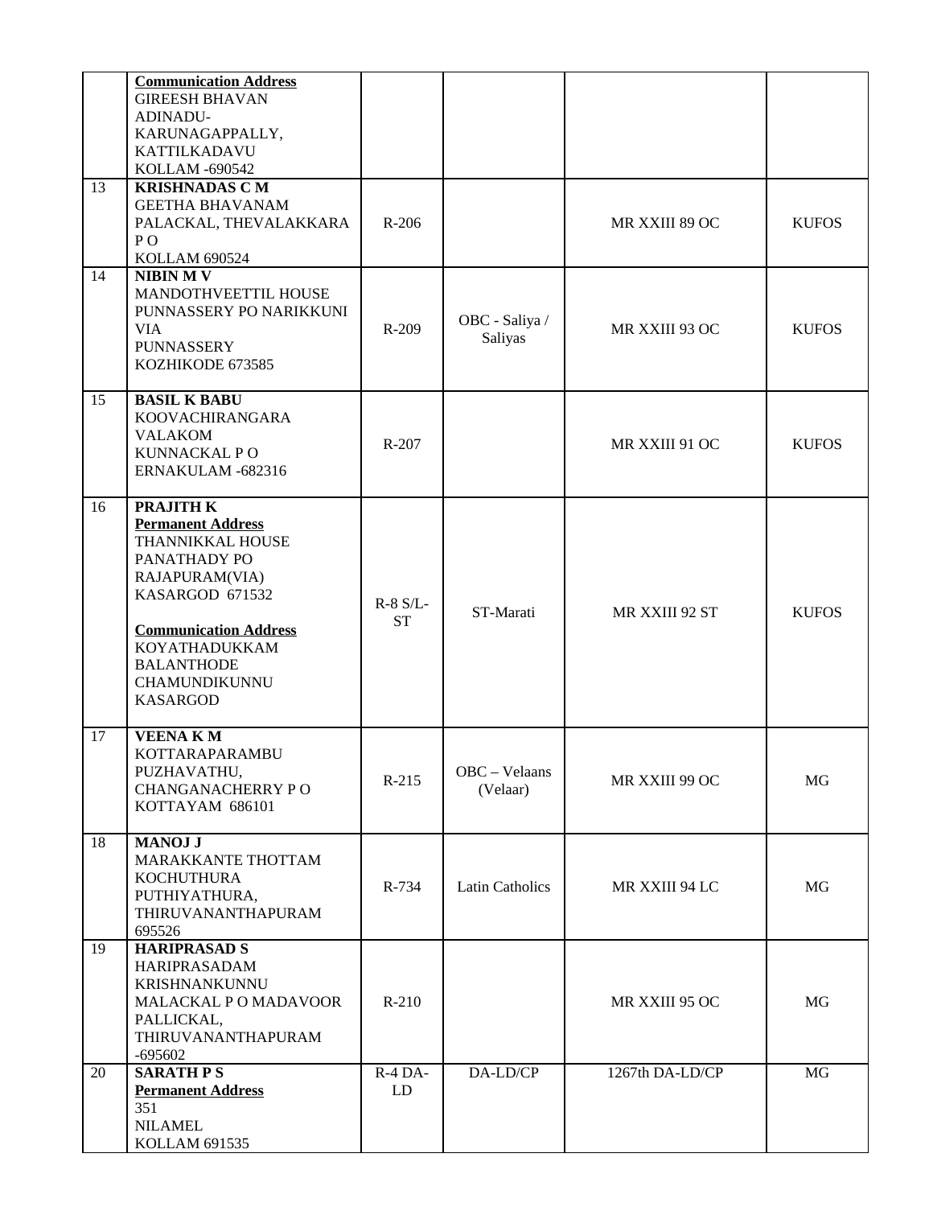| | | | | | |
|---|---|---|---|---|---|
| | **Communication Address**<br>GIREESH BHAVAN<br>ADINADU-<br>KARUNAGAPPALLY,<br>KATTILKADAVU<br>KOLLAM -690542 | | | | |
| 13 | **KRISHNADAS C M**<br>GEETHA BHAVANAM<br>PALACKAL, THEVALAKKARA<br>P O<br>KOLLAM 690524 | R-206 | | MR XXIII 89 OC | KUFOS |
| 14 | **NIBIN M V**<br>MANDOTHVEETTIL HOUSE<br>PUNNASSERY PO NARIKKUNI<br>VIA<br>PUNNASSERY<br>KOZHIKODE 673585 | R-209 | OBC - Saliya / Saliyas | MR XXIII 93 OC | KUFOS |
| 15 | **BASIL K BABU**<br>KOOVACHIRANGARA<br>VALAKOM<br>KUNNACKAL P O<br>ERNAKULAM -682316 | R-207 | | MR XXIII 91 OC | KUFOS |
| 16 | **PRAJITH K**<br>**Permanent Address**<br>THANNIKKAL HOUSE<br>PANATHADY PO<br>RAJAPURAM(VIA)<br>KASARGOD 671532<br><br>**Communication Address**<br>KOYATHADUKKAM<br>BALANTHODE<br>CHAMUNDIKUNNU<br>KASARGOD | R-8 S/L-ST | ST-Marati | MR XXIII 92 ST | KUFOS |
| 17 | **VEENA K M**<br>KOTTARAPARAMBU<br>PUZHAVATHU,<br>CHANGANACHERRY P O<br>KOTTAYAM 686101 | R-215 | OBC – Velaans (Velaar) | MR XXIII 99 OC | MG |
| 18 | **MANOJ J**<br>MARAKKANTE THOTTAM<br>KOCHUTHURA<br>PUTHIYATHURA,<br>THIRUVANANTHAPURAM<br>695526 | R-734 | Latin Catholics | MR XXIII 94 LC | MG |
| 19 | **HARIPRASAD S**<br>HARIPRASADAM<br>KRISHNANKUNNU<br>MALACKAL P O MADAVOOR<br>PALLICKAL,<br>THIRUVANANTHAPURAM<br>-695602 | R-210 | | MR XXIII 95 OC | MG |
| 20 | **SARATH P S**<br>**Permanent Address**<br>351<br>NILAMEL<br>KOLLAM 691535 | R-4 DA-LD | DA-LD/CP | 1267th DA-LD/CP | MG |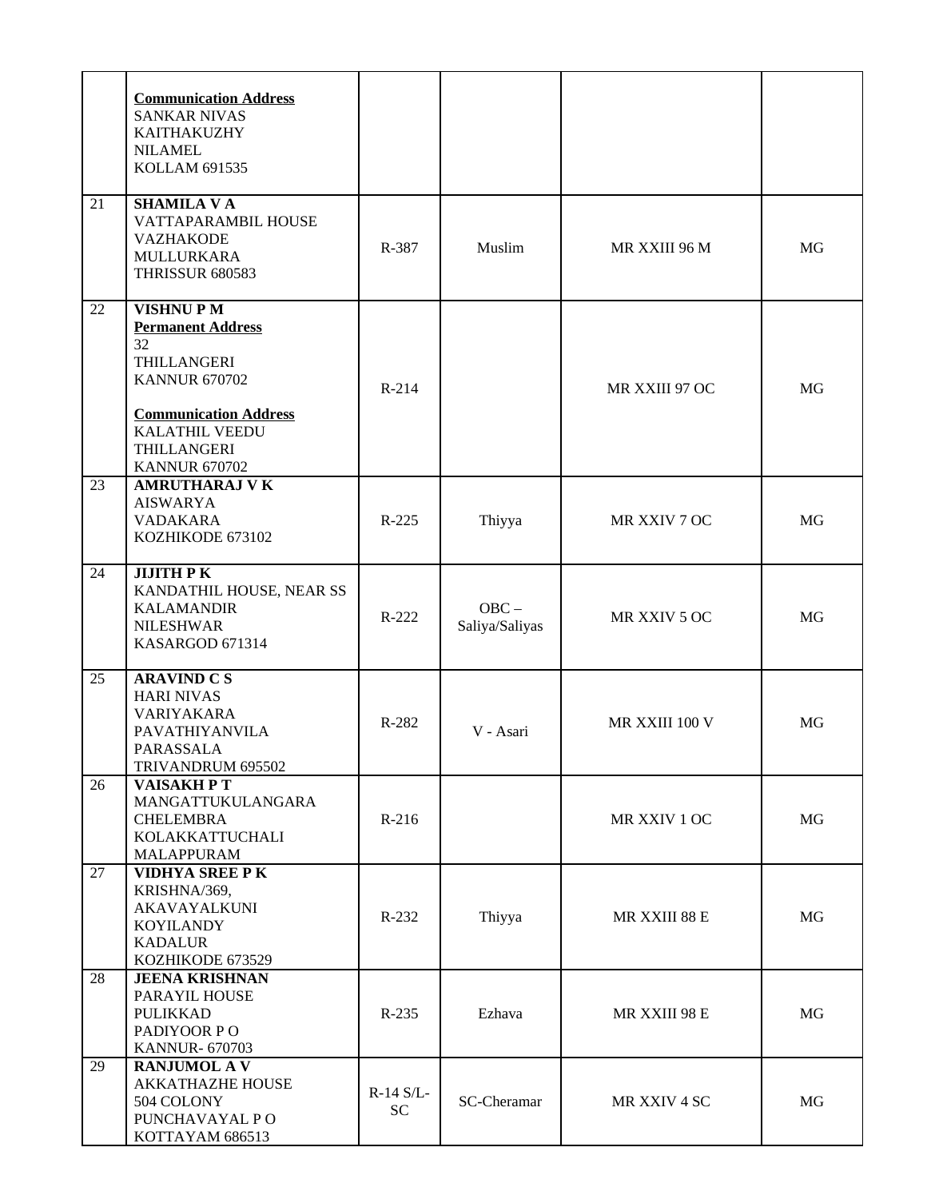| | | | | | |
|---|---|---|---|---|---|
| | **Communication Address**<br>SANKAR NIVAS<br>KAITHAKUZHY<br>NILAMEL<br>KOLLAM 691535 | | | | |
| 21 | **SHAMILA V A**<br>VATTAPARAMBIL HOUSE<br>VAZHAKODE<br>MULLURKARA<br>THRISSUR 680583 | R-387 | Muslim | MR XXIII 96 M | MG |
| 22 | **VISHNU P M**<br>**Permanent Address**<br>32<br>THILLANGERI<br>KANNUR 670702<br><br>**Communication Address**<br>KALATHIL VEEDU<br>THILLANGERI<br>KANNUR 670702 | R-214 | | MR XXIII 97 OC | MG |
| 23 | **AMRUTHARAJ V K**<br>AISWARYA<br>VADAKARA<br>KOZHIKODE 673102 | R-225 | Thiyya | MR XXIV 7 OC | MG |
| 24 | **JIJITH P K**<br>KANDATHIL HOUSE, NEAR SS KALAMANDIR<br>NILESHWAR<br>KASARGOD 671314 | R-222 | OBC – Saliya/Saliyas | MR XXIV 5 OC | MG |
| 25 | **ARAVIND C S**<br>HARI NIVAS<br>VARIYAKARA<br>PAVATHIYANVILA<br>PARASSALA<br>TRIVANDRUM 695502 | R-282 | V - Asari | MR XXIII 100 V | MG |
| 26 | **VAISAKH P T**<br>MANGATTUKULANGARA<br>CHELEMBRA<br>KOLAKKATTUCHALI<br>MALAPPURAM | R-216 | | MR XXIV 1 OC | MG |
| 27 | **VIDHYA SREE P K**<br>KRISHNA/369,<br>AKAVAYALKUNI<br>KOYILANDY<br>KADALUR<br>KOZHIKODE 673529 | R-232 | Thiyya | MR XXIII 88 E | MG |
| 28 | **JEENA KRISHNAN**<br>PARAYIL HOUSE<br>PULIKKAD<br>PADIYOOR P O<br>KANNUR- 670703 | R-235 | Ezhava | MR XXIII 98 E | MG |
| 29 | **RANJUMOL A V**<br>AKKATHAZHE HOUSE<br>504 COLONY<br>PUNCHAVAYAL P O<br>KOTTAYAM 686513 | R-14 S/L-SC | SC-Cheramar | MR XXIV 4 SC | MG |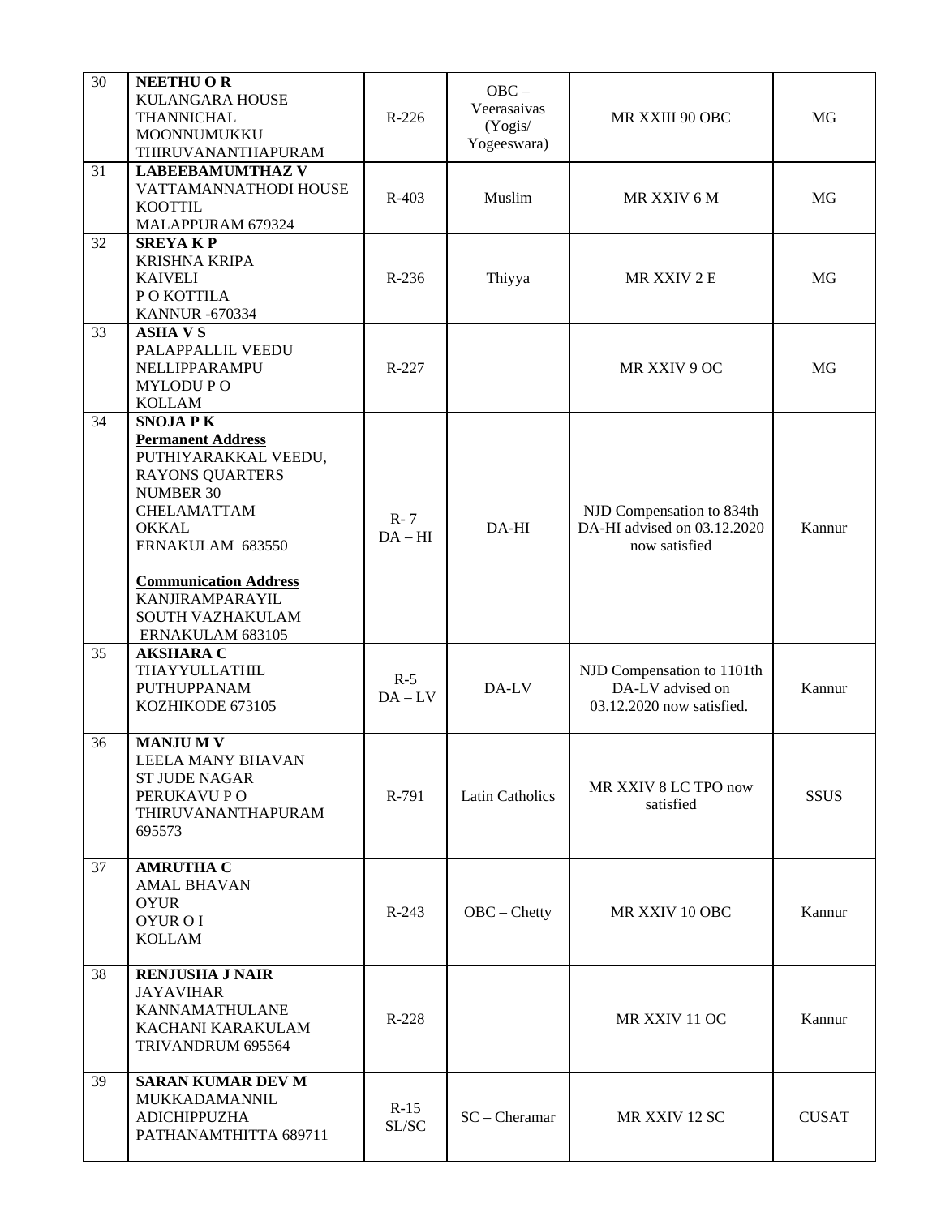| 30 | **NEETHU O R**<br>KULANGARA HOUSE<br>THANNICHAL<br>MOONNUMUKKU<br>THIRUVANANTHAPURAM | R-226 | OBC – Veerasaivas (Yogis/ Yogeeswara) | MR XXIII 90 OBC | MG |
|---|---|---|---|---|---|
| 31 | **LABEEBAMUMTHAZ V**<br>VATTAMANNATHODI HOUSE<br>KOOTTIL<br>MALAPPURAM 679324 | R-403 | Muslim | MR XXIV 6 M | MG |
| 32 | **SREYA K P**<br>KRISHNA KRIPA<br>KAIVELI<br>P O KOTTILA<br>KANNUR -670334 | R-236 | Thiyya | MR XXIV 2 E | MG |
| 33 | **ASHA V S**<br>PALAPPALLIL VEEDU<br>NELLIPPARAMPU<br>MYLODU P O<br>KOLLAM | R-227 | | MR XXIV 9 OC | MG |
| 34 | **SNOJA P K**<br>**Permanent Address**<br>PUTHIYARAKKAL VEEDU,<br>RAYONS QUARTERS<br>NUMBER 30<br>CHELAMATTAM<br>OKKAL<br>ERNAKULAM 683550<br><br>**Communication Address**<br>KANJIRAMPARAYIL<br>SOUTH VAZHAKULAM<br>ERNAKULAM 683105 | R- 7<br>DA – HI | DA-HI | NJD Compensation to 834th DA-HI advised on 03.12.2020 now satisfied | Kannur |
| 35 | **AKSHARA C**<br>THAYYULLATHIL<br>PUTHUPPANAM<br>KOZHIKODE 673105 | R-5<br>DA – LV | DA-LV | NJD Compensation to 1101th DA-LV advised on 03.12.2020 now satisfied. | Kannur |
| 36 | **MANJU M V**<br>LEELA MANY BHAVAN<br>ST JUDE NAGAR<br>PERUKAVU P O<br>THIRUVANANTHAPURAM<br>695573 | R-791 | Latin Catholics | MR XXIV 8 LC TPO now satisfied | SSUS |
| 37 | **AMRUTHA C**<br>AMAL BHAVAN<br>OYUR<br>OYUR O I<br>KOLLAM | R-243 | OBC – Chetty | MR XXIV 10 OBC | Kannur |
| 38 | **RENJUSHA J NAIR**<br>JAYAVIHAR<br>KANNAMATHULANE<br>KACHANI KARAKULAM<br>TRIVANDRUM 695564 | R-228 | | MR XXIV 11 OC | Kannur |
| 39 | **SARAN KUMAR DEV M**<br>MUKKADAMANNIL<br>ADICHIPPUZHA<br>PATHANAMTHITTA 689711 | R-15<br>SL/SC | SC – Cheramar | MR XXIV 12 SC | CUSAT |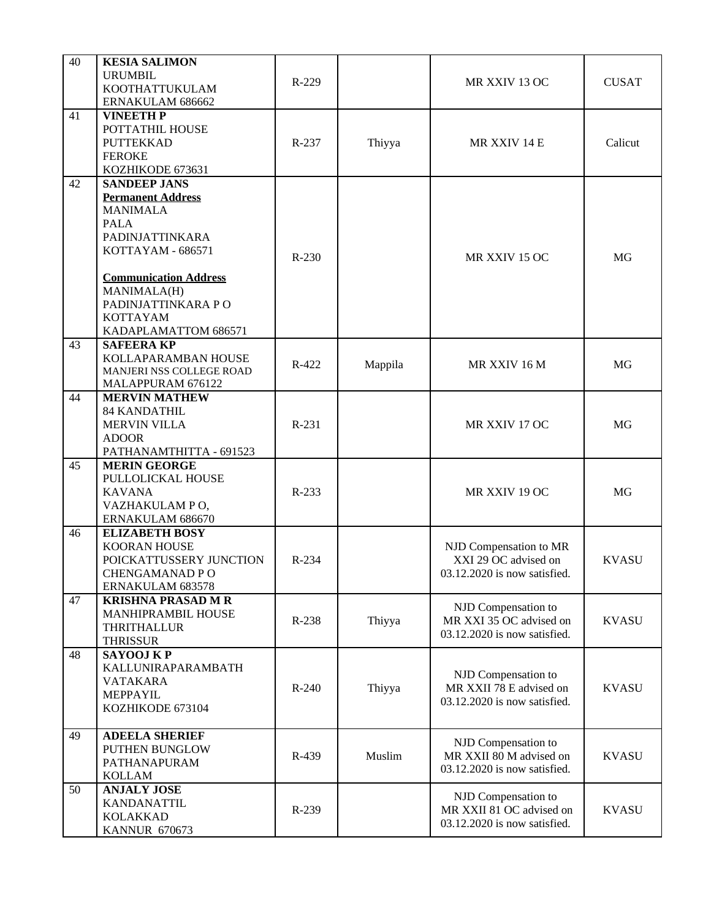| 40 | **KESIA SALIMON**<br>URUMBIL<br>KOOTHATTUKULAM<br>ERNAKULAM 686662 | R-229 | | MR XXIV 13 OC | CUSAT |
|---|---|---|---|---|---|
| 41 | **VINEETH P**<br>POTTATHIL HOUSE<br>PUTTEKKAD<br>FEROKE<br>KOZHIKODE 673631 | R-237 | Thiyya | MR XXIV 14 E | Calicut |
| 42 | **SANDEEP JANS**<br>**Permanent Address**<br>MANIMALA<br>PALA<br>PADINJATTINKARA<br>KOTTAYAM - 686571<br><br>**Communication Address**<br>MANIMALA(H)<br>PADINJATTINKARA P O<br>KOTTAYAM<br>KADAPLAMATTOM 686571 | R-230 | | MR XXIV 15 OC | MG |
| 43 | **SAFEERA KP**<br>KOLLAPARAMBAN HOUSE<br>MANJERI NSS COLLEGE ROAD<br>MALAPPURAM 676122 | R-422 | Mappila | MR XXIV 16 M | MG |
| 44 | **MERVIN MATHEW**<br>84 KANDATHIL<br>MERVIN VILLA<br>ADOOR<br>PATHANAMTHITTA - 691523 | R-231 | | MR XXIV 17 OC | MG |
| 45 | **MERIN GEORGE**<br>PULLOLICKAL HOUSE<br>KAVANA<br>VAZHAKULAM P O,<br>ERNAKULAM 686670 | R-233 | | MR XXIV 19 OC | MG |
| 46 | **ELIZABETH BOSY**<br>KOORAN HOUSE<br>POICKATTUSSERY JUNCTION<br>CHENGAMANAD P O<br>ERNAKULAM 683578 | R-234 | | NJD Compensation to MR XXI 29 OC advised on 03.12.2020 is now satisfied. | KVASU |
| 47 | **KRISHNA PRASAD M R**<br>MANHIPRAMBIL HOUSE<br>THRITHALLUR<br>THRISSUR | R-238 | Thiyya | NJD Compensation to MR XXI 35 OC advised on 03.12.2020 is now satisfied. | KVASU |
| 48 | **SAYOOJ K P**<br>KALLUNIRAPARAMBATH<br>VATAKARA<br>MEPPAYIL<br>KOZHIKODE 673104 | R-240 | Thiyya | NJD Compensation to MR XXII 78 E advised on 03.12.2020 is now satisfied. | KVASU |
| 49 | **ADEELA SHERIEF**<br>PUTHEN BUNGLOW<br>PATHANAPURAM<br>KOLLAM | R-439 | Muslim | NJD Compensation to MR XXII 80 M advised on 03.12.2020 is now satisfied. | KVASU |
| 50 | **ANJALY JOSE**<br>KANDANATTIL<br>KOLAKKAD<br>KANNUR 670673 | R-239 | | NJD Compensation to MR XXII 81 OC advised on 03.12.2020 is now satisfied. | KVASU |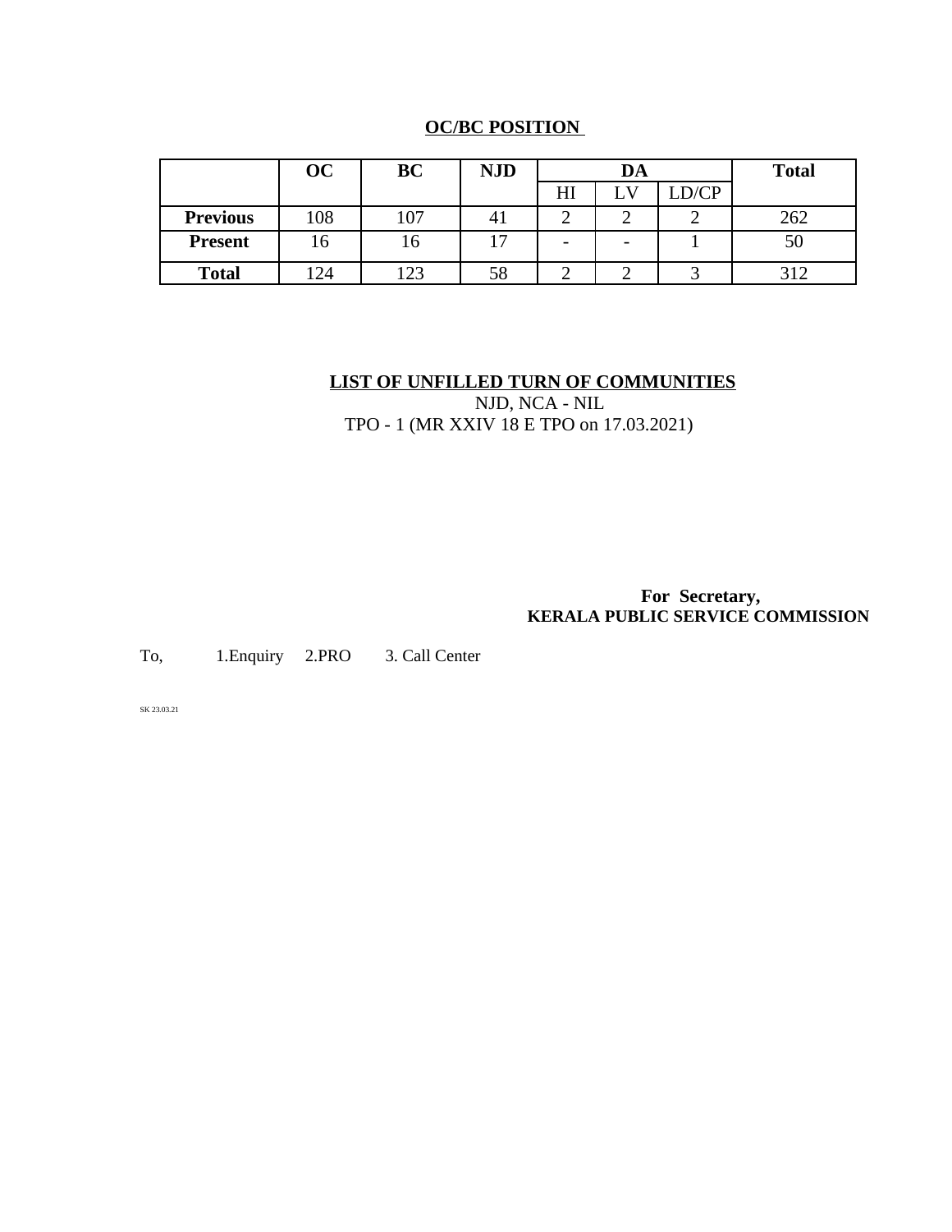**OC/BC POSITION**

| | OC | BC | NJD | DA | | | Total |
|---|---|---|---|---|---|---|---|
| | | | | HI | LV | LD/CP | |
| **Previous** | 108 | 107 | 41 | 2 | 2 | 2 | 262 |
| **Present** | 16 | 16 | 17 | - | - | 1 | 50 |
| **Total** | 124 | 123 | 58 | 2 | 2 | 3 | 312 |

**LIST OF UNFILLED TURN OF COMMUNITIES**

NJD, NCA - NIL

TPO - 1 (MR XXIV 18 E TPO on 17.03.2021)

**For Secretary,**
**KERALA PUBLIC SERVICE COMMISSION**

To, 1.Enquiry 2.PRO 3. Call Center

SK 23.03.21